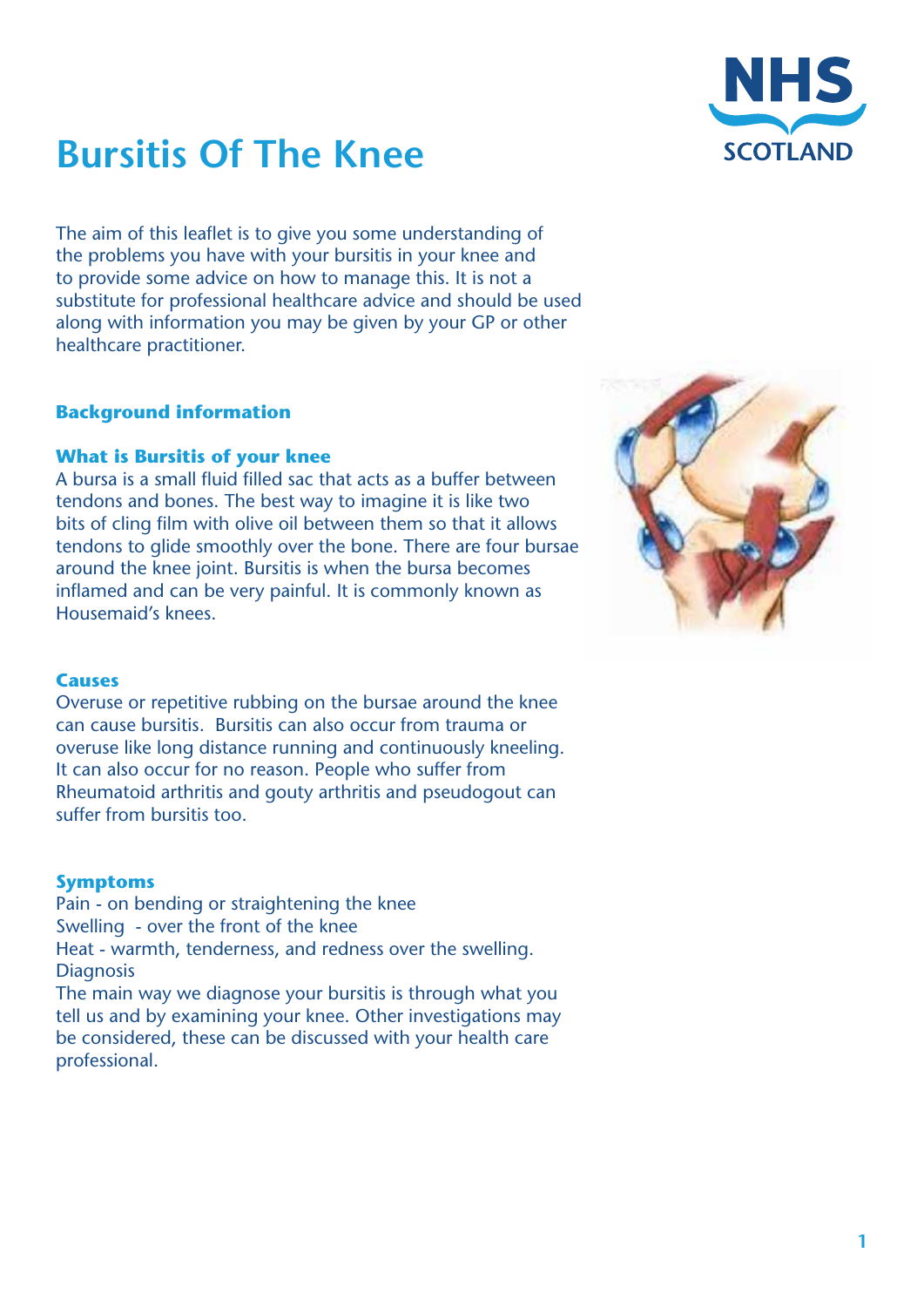# Bursitis Of The Knee

The aim of this leaflet is to give you some understanding of the problems you have with your bursitis in your knee and to provide some advice on how to manage this. It is not a substitute for professional healthcare advice and should be used along with information you may be given by your GP or other healthcare practitioner.

## Background information

### What is Bursitis of your knee

A bursa is a small fluid filled sac that acts as a buffer between tendons and bones. The best way to imagine it is like two bits of cling film with olive oil between them so that it allows tendons to glide smoothly over the bone. There are four bursae around the knee joint. Bursitis is when the bursa becomes inflamed and can be very painful. It is commonly known as Housemaid's knees.

### Causes

Overuse or repetitive rubbing on the bursae around the knee can cause bursitis. Bursitis can also occur from trauma or overuse like long distance running and continuously kneeling. It can also occur for no reason. People who suffer from Rheumatoid arthritis and gouty arthritis and pseudogout can suffer from bursitis too.

### Symptoms

Pain - on bending or straightening the knee
Swelling - over the front of the knee
Heat - warmth, tenderness, and redness over the swelling.
Diagnosis
The main way we diagnose your bursitis is through what you tell us and by examining your knee. Other investigations may be considered, these can be discussed with your health care professional.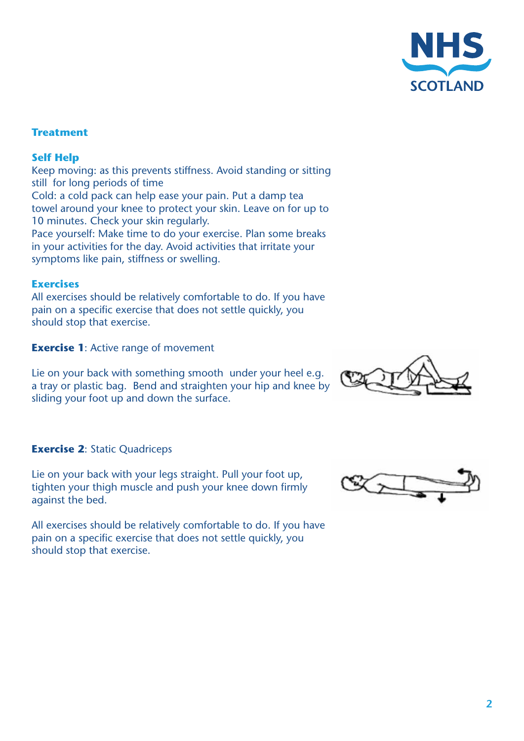## Treatment

### Self Help

Keep moving: as this prevents stiffness. Avoid standing or sitting still for long periods of time

Cold: a cold pack can help ease your pain. Put a damp tea towel around your knee to protect your skin. Leave on for up to 10 minutes. Check your skin regularly.

Pace yourself: Make time to do your exercise. Plan some breaks in your activities for the day. Avoid activities that irritate your symptoms like pain, stiffness or swelling.

### Exercises

All exercises should be relatively comfortable to do. If you have pain on a specific exercise that does not settle quickly, you should stop that exercise.

**Exercise 1**: Active range of movement

Lie on your back with something smooth under your heel e.g. a tray or plastic bag. Bend and straighten your hip and knee by sliding your foot up and down the surface.

**Exercise 2**: Static Quadriceps

Lie on your back with your legs straight. Pull your foot up, tighten your thigh muscle and push your knee down firmly against the bed.

All exercises should be relatively comfortable to do. If you have pain on a specific exercise that does not settle quickly, you should stop that exercise.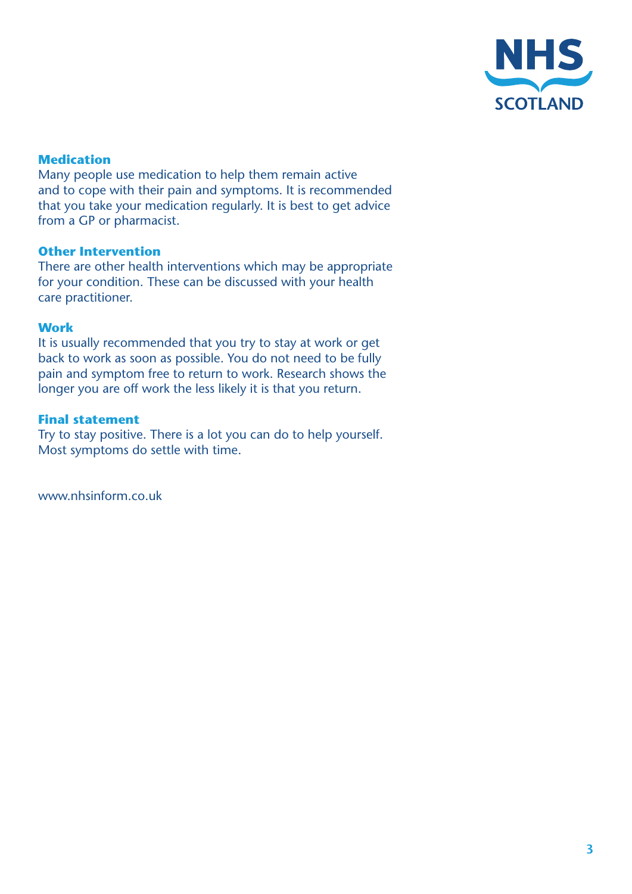### Medication

Many people use medication to help them remain active and to cope with their pain and symptoms. It is recommended that you take your medication regularly. It is best to get advice from a GP or pharmacist.

### Other Intervention

There are other health interventions which may be appropriate for your condition. These can be discussed with your health care practitioner.

### Work

It is usually recommended that you try to stay at work or get back to work as soon as possible. You do not need to be fully pain and symptom free to return to work. Research shows the longer you are off work the less likely it is that you return.

### Final statement

Try to stay positive. There is a lot you can do to help yourself. Most symptoms do settle with time.

www.nhsinform.co.uk